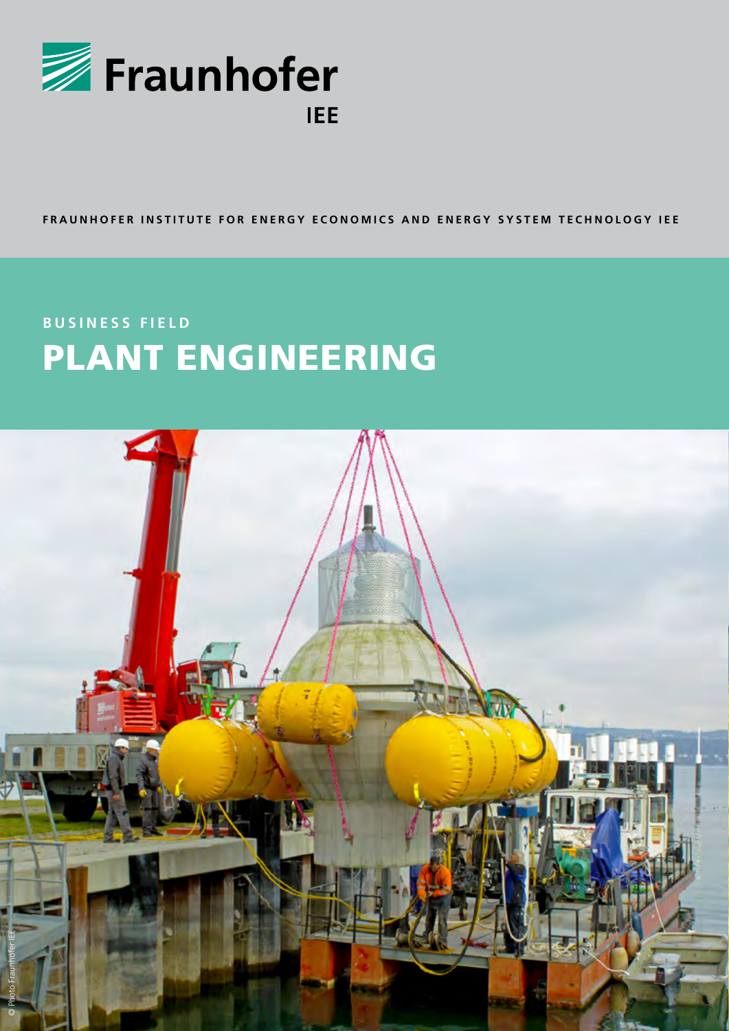Fraunhofer

IEE

FRAUNHOFER INSTITUTE FOR ENERGY ECONOMICS AND ENERGY SYSTEM TECHNOLOGY IEE

BUSINESS FIELD

# PLANT ENGINEERING

© Photo Fraunhofer IEE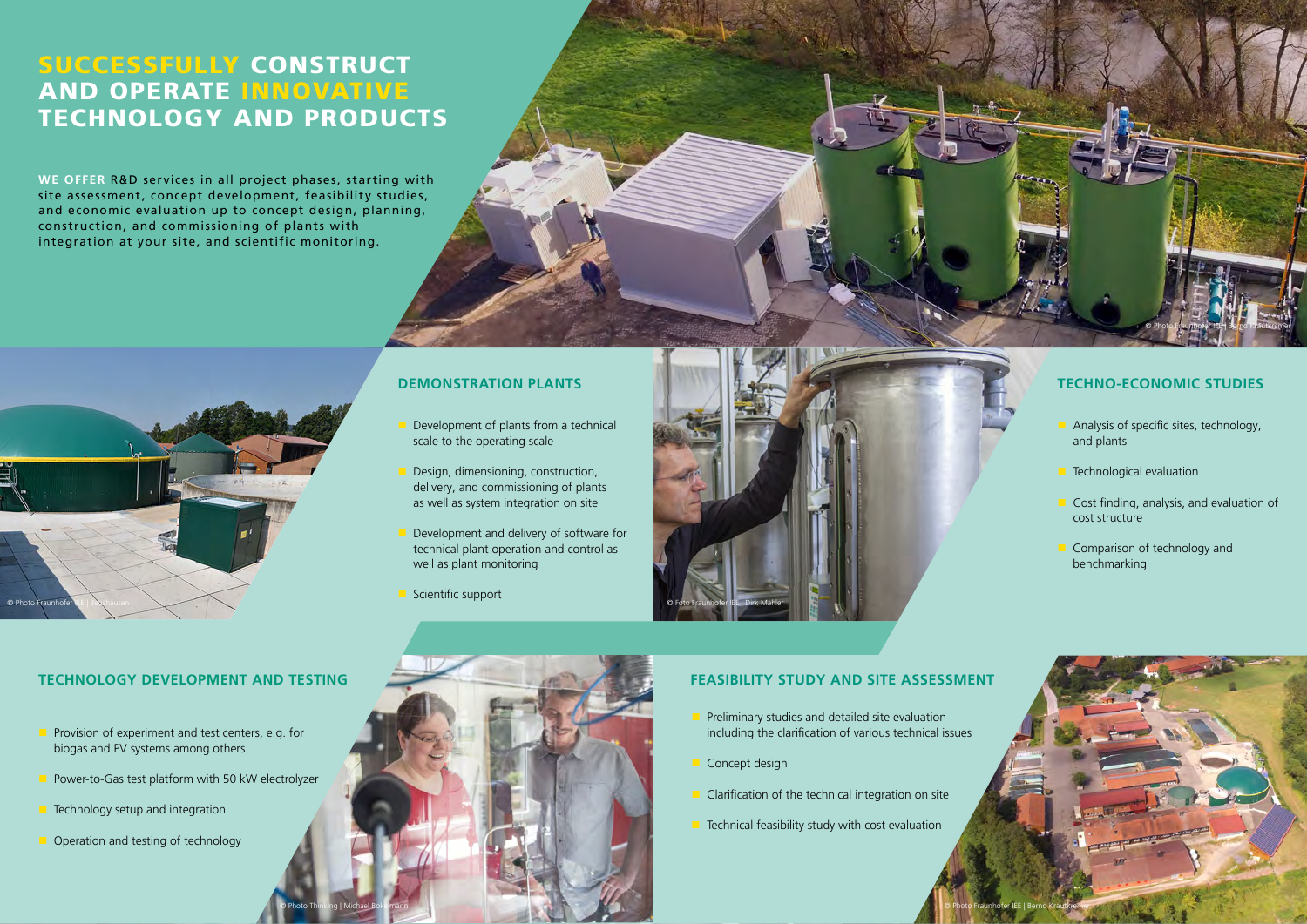# SUCCESSFULLY CONSTRUCT AND OPERATE INNOVATIVE TECHNOLOGY AND PRODUCTS

**WE OFFER** R&D services in all project phases, starting with site assessment, concept development, feasibility studies, and economic evaluation up to concept design, planning, construction, and commissioning of plants with integration at your site, and scientific monitoring.

© Photo Fraunhofer IEE | Bernd Krautkremer

© Photo Fraunhofer IEE | Bioshausen

## DEMONSTRATION PLANTS

- Development of plants from a technical scale to the operating scale
- Design, dimensioning, construction, delivery, and commissioning of plants as well as system integration on site
- Development and delivery of software for technical plant operation and control as well as plant monitoring
- Scientific support

© Foto Fraunhofer IEE | Dirk Mahler

## TECHNO-ECONOMIC STUDIES

- Analysis of specific sites, technology, and plants
- Technological evaluation
- Cost finding, analysis, and evaluation of cost structure
- Comparison of technology and benchmarking

## TECHNOLOGY DEVELOPMENT AND TESTING

- Provision of experiment and test centers, e.g. for biogas and PV systems among others
- Power-to-Gas test platform with 50 kW electrolyzer
- Technology setup and integration
- Operation and testing of technology

© Photo Thinking | Michael Bokelmann

## FEASIBILITY STUDY AND SITE ASSESSMENT

- Preliminary studies and detailed site evaluation including the clarification of various technical issues
- Concept design
- Clarification of the technical integration on site
- Technical feasibility study with cost evaluation

© Photo Fraunhofer IEE | Bernd Krautkremer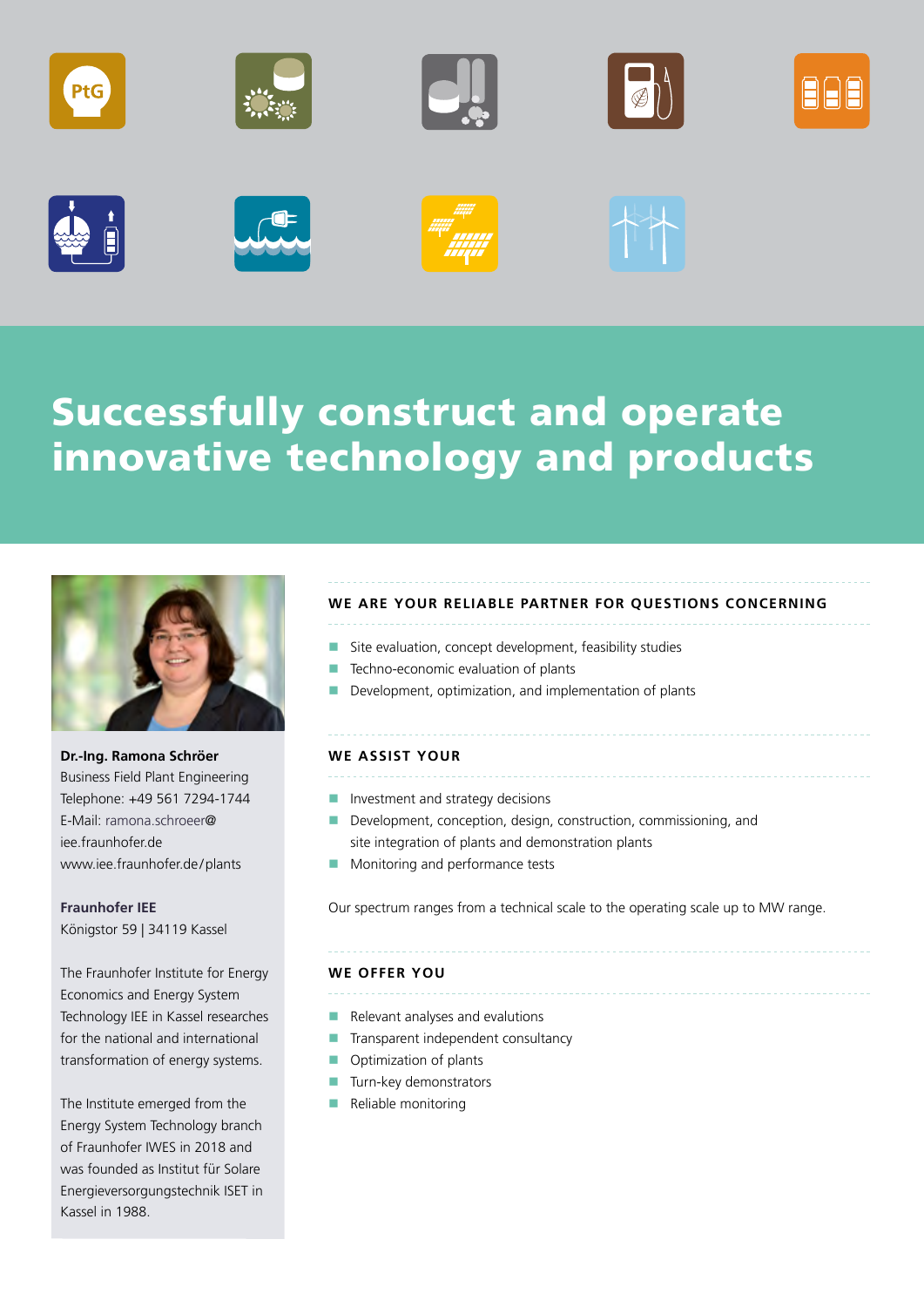# Successfully construct and operate innovative technology and products

**Dr.-Ing. Ramona Schröer**
Business Field Plant Engineering
Telephone: +49 561 7294-1744
E-Mail: ramona.schroeer@iee.fraunhofer.de
www.iee.fraunhofer.de/plants

**Fraunhofer IEE**
Königstor 59 | 34119 Kassel

The Fraunhofer Institute for Energy Economics and Energy System Technology IEE in Kassel researches for the national and international transformation of energy systems.

The Institute emerged from the Energy System Technology branch of Fraunhofer IWES in 2018 and was founded as Institut für Solare Energieversorgungstechnik ISET in Kassel in 1988.

## WE ARE YOUR RELIABLE PARTNER FOR QUESTIONS CONCERNING

- Site evaluation, concept development, feasibility studies
- Techno-economic evaluation of plants
- Development, optimization, and implementation of plants

## WE ASSIST YOUR

- Investment and strategy decisions
- Development, conception, design, construction, commissioning, and site integration of plants and demonstration plants
- Monitoring and performance tests

Our spectrum ranges from a technical scale to the operating scale up to MW range.

## WE OFFER YOU

- Relevant analyses and evalutions
- Transparent independent consultancy
- Optimization of plants
- Turn-key demonstrators
- Reliable monitoring